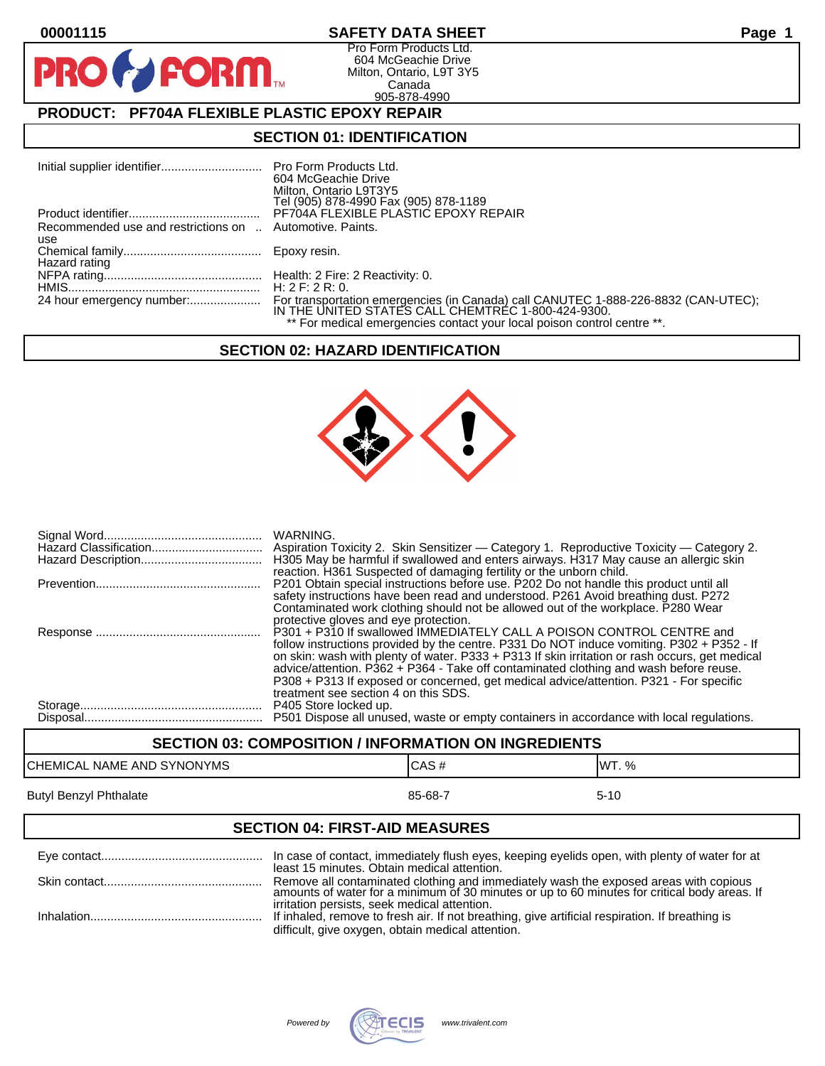00001115

# SAFETY DATA SHEET

Pro Form Products Ltd.
604 McGeachie Drive
Milton, Ontario, L9T 3Y5
Canada
905-878-4990

## PRODUCT: PF704A FLEXIBLE PLASTIC EPOXY REPAIR

## SECTION 01: IDENTIFICATION

| | |
|---|---|
| Initial supplier identifier | Pro Form Products Ltd.<br>604 McGeachie Drive<br>Milton, Ontario L9T3Y5<br>Tel (905) 878-4990 Fax (905) 878-1189 |
| Product identifier | PF704A FLEXIBLE PLASTIC EPOXY REPAIR |
| Recommended use and restrictions on use | Automotive. Paints. |
| Chemical family | Epoxy resin. |
| Hazard rating | |
| NFPA rating | Health: 2 Fire: 2 Reactivity: 0. |
| HMIS | H: 2 F: 2 R: 0. |
| 24 hour emergency number: | For transportation emergencies (in Canada) call CANUTEC 1-888-226-8832 (CAN-UTEC); IN THE UNITED STATES CALL CHEMTREC 1-800-424-9300.<br>** For medical emergencies contact your local poison control centre **. |

## SECTION 02: HAZARD IDENTIFICATION

| | |
|---|---|
| Signal Word | WARNING. |
| Hazard Classification | Aspiration Toxicity 2. Skin Sensitizer — Category 1. Reproductive Toxicity — Category 2. |
| Hazard Description | H305 May be harmful if swallowed and enters airways. H317 May cause an allergic skin reaction. H361 Suspected of damaging fertility or the unborn child. |
| Prevention | P201 Obtain special instructions before use. P202 Do not handle this product until all safety instructions have been read and understood. P261 Avoid breathing dust. P272 Contaminated work clothing should not be allowed out of the workplace. P280 Wear protective gloves and eye protection. |
| Response | P301 + P310 If swallowed IMMEDIATELY CALL A POISON CONTROL CENTRE and follow instructions provided by the centre. P331 Do NOT induce vomiting. P302 + P352 - If on skin: wash with plenty of water. P333 + P313 If skin irritation or rash occurs, get medical advice/attention. P362 + P364 - Take off contaminated clothing and wash before reuse. P308 + P313 If exposed or concerned, get medical advice/attention. P321 - For specific treatment see section 4 on this SDS. |
| Storage | P405 Store locked up. |
| Disposal | P501 Dispose all unused, waste or empty containers in accordance with local regulations. |

## SECTION 03: COMPOSITION / INFORMATION ON INGREDIENTS

| CHEMICAL NAME AND SYNONYMS | CAS # | WT. % |
|---|---|---|
| Butyl Benzyl Phthalate | 85-68-7 | 5-10 |

## SECTION 04: FIRST-AID MEASURES

| | |
|---|---|
| Eye contact | In case of contact, immediately flush eyes, keeping eyelids open, with plenty of water for at least 15 minutes. Obtain medical attention. |
| Skin contact | Remove all contaminated clothing and immediately wash the exposed areas with copious amounts of water for a minimum of 30 minutes or up to 60 minutes for critical body areas. If irritation persists, seek medical attention. |
| Inhalation | If inhaled, remove to fresh air. If not breathing, give artificial respiration. If breathing is difficult, give oxygen, obtain medical attention. |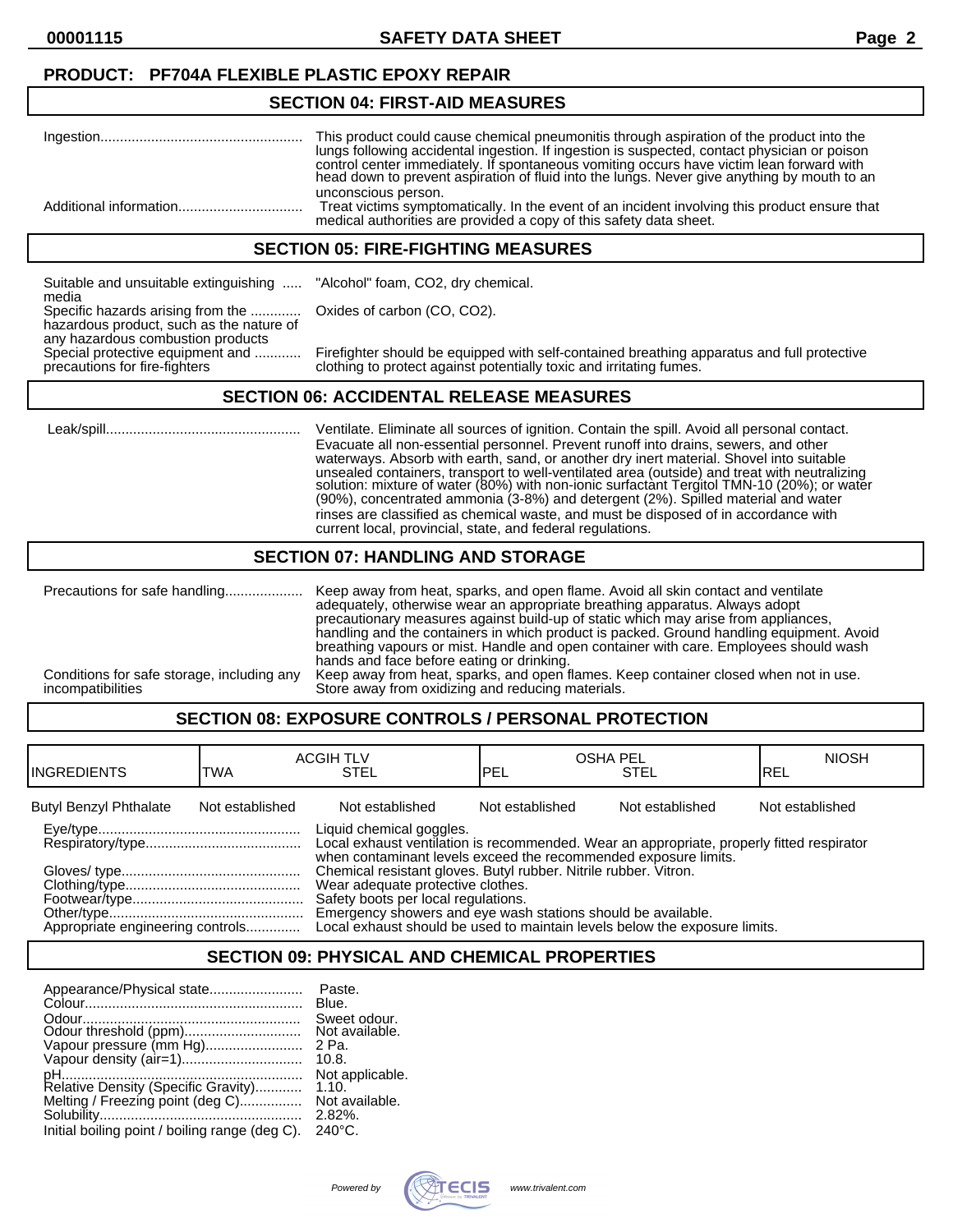**PRODUCT: PF704A FLEXIBLE PLASTIC EPOXY REPAIR**

## SECTION 04: FIRST-AID MEASURES

| | |
|---|---|
| Ingestion | This product could cause chemical pneumonitis through aspiration of the product into the lungs following accidental ingestion. If ingestion is suspected, contact physician or poison control center immediately. If spontaneous vomiting occurs have victim lean forward with head down to prevent aspiration of fluid into the lungs. Never give anything by mouth to an unconscious person. |
| Additional information | Treat victims symptomatically. In the event of an incident involving this product ensure that medical authorities are provided a copy of this safety data sheet. |

## SECTION 05: FIRE-FIGHTING MEASURES

| | |
|---|---|
| Suitable and unsuitable extinguishing media | "Alcohol" foam, $CO_2$, dry chemical. |
| Specific hazards arising from the hazardous product, such as the nature of any hazardous combustion products | Oxides of carbon (CO, $CO_2$). |
| Special protective equipment and precautions for fire-fighters | Firefighter should be equipped with self-contained breathing apparatus and full protective clothing to protect against potentially toxic and irritating fumes. |

## SECTION 06: ACCIDENTAL RELEASE MEASURES

| | |
|---|---|
| Leak/spill | Ventilate. Eliminate all sources of ignition. Contain the spill. Avoid all personal contact. Evacuate all non-essential personnel. Prevent runoff into drains, sewers, and other waterways. Absorb with earth, sand, or another dry inert material. Shovel into suitable unsealed containers, transport to well-ventilated area (outside) and treat with neutralizing solution: mixture of water (80%) with non-ionic surfactant Tergitol TMN-10 (20%); or water (90%), concentrated ammonia (3-8%) and detergent (2%). Spilled material and water rinses are classified as chemical waste, and must be disposed of in accordance with current local, provincial, state, and federal regulations. |

## SECTION 07: HANDLING AND STORAGE

| | |
|---|---|
| Precautions for safe handling | Keep away from heat, sparks, and open flame. Avoid all skin contact and ventilate adequately, otherwise wear an appropriate breathing apparatus. Always adopt precautionary measures against build-up of static which may arise from appliances, handling and the containers in which product is packed. Ground handling equipment. Avoid breathing vapours or mist. Handle and open container with care. Employees should wash hands and face before eating or drinking. |
| Conditions for safe storage, including any incompatibilities | Keep away from heat, sparks, and open flames. Keep container closed when not in use. Store away from oxidizing and reducing materials. |

## SECTION 08: EXPOSURE CONTROLS / PERSONAL PROTECTION

| INGREDIENTS | ACGIH TLV TWA | ACGIH TLV STEL | OSHA PEL PEL | OSHA PEL STEL | NIOSH REL |
|---|---|---|---|---|---|
| Butyl Benzyl Phthalate | Not established | Not established | Not established | Not established | Not established |

| | |
|---|---|
| Eye/type | Liquid chemical goggles. |
| Respiratory/type | Local exhaust ventilation is recommended. Wear an appropriate, properly fitted respirator when contaminant levels exceed the recommended exposure limits. |
| Gloves/ type | Chemical resistant gloves. Butyl rubber. Nitrile rubber. Vitron. |
| Clothing/type | Wear adequate protective clothes. |
| Footwear/type | Safety boots per local regulations. |
| Other/type | Emergency showers and eye wash stations should be available. |
| Appropriate engineering controls | Local exhaust should be used to maintain levels below the exposure limits. |

## SECTION 09: PHYSICAL AND CHEMICAL PROPERTIES

| | |
|---|---|
| Appearance/Physical state | Paste. |
| Colour | Blue. |
| Odour | Sweet odour. |
| Odour threshold (ppm) | Not available. |
| Vapour pressure (mm Hg) | 2 Pa. |
| Vapour density (air=1) | 10.8. |
| pH | Not applicable. |
| Relative Density (Specific Gravity) | 1.10. |
| Melting / Freezing point (deg C) | Not available. |
| Solubility | 2.82%. |
| Initial boiling point / boiling range (deg C). | 240°C. |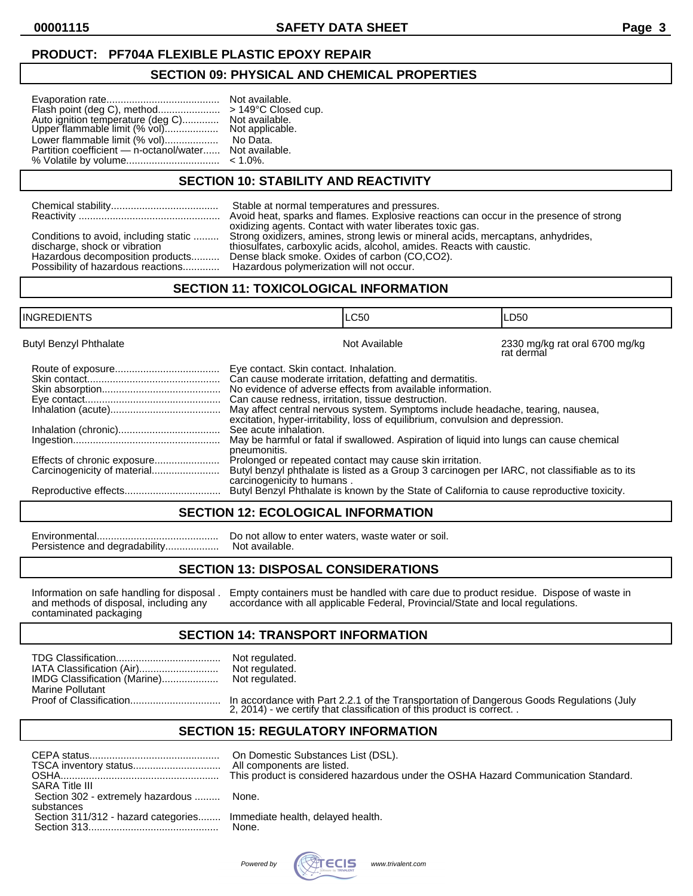**PRODUCT: PF704A FLEXIBLE PLASTIC EPOXY REPAIR**

## SECTION 09: PHYSICAL AND CHEMICAL PROPERTIES

Evaporation rate........................................ Not available.
Flash point (deg C), method...................... > 149°C Closed cup.
Auto ignition temperature (deg C)............. Not available.
Upper flammable limit (% vol)................... Not applicable.
Lower flammable limit (% vol)................... No Data.
Partition coefficient — n-octanol/water...... Not available.
% Volatile by volume................................ < 1.0%.

## SECTION 10: STABILITY AND REACTIVITY

Chemical stability...................................... Stable at normal temperatures and pressures.
Reactivity ................................................. Avoid heat, sparks and flames. Explosive reactions can occur in the presence of strong oxidizing agents. Contact with water liberates toxic gas.
Conditions to avoid, including static discharge, shock or vibration ......... Strong oxidizers, amines, strong lewis or mineral acids, mercaptans, anhydrides, thiosulfates, carboxylic acids, alcohol, amides. Reacts with caustic.
Hazardous decomposition products.......... Dense black smoke. Oxides of carbon (CO,CO2).
Possibility of hazardous reactions............. Hazardous polymerization will not occur.

## SECTION 11: TOXICOLOGICAL INFORMATION

| INGREDIENTS | LC50 | LD50 |
|---|---|---|
| Butyl Benzyl Phthalate | Not Available | 2330 mg/kg rat oral 6700 mg/kg rat dermal |

Route of exposure..................................... Eye contact. Skin contact. Inhalation.
Skin contact............................................... Can cause moderate irritation, defatting and dermatitis.
Skin absorption.......................................... No evidence of adverse effects from available information.
Eye contact................................................ Can cause redness, irritation, tissue destruction.
Inhalation (acute)....................................... May affect central nervous system. Symptoms include headache, tearing, nausea, excitation, hyper-irritability, loss of equilibrium, convulsion and depression.
Inhalation (chronic).................................... See acute inhalation.
Ingestion.................................................... May be harmful or fatal if swallowed. Aspiration of liquid into lungs can cause chemical pneumonitis.
Effects of chronic exposure....................... Prolonged or repeated contact may cause skin irritation.
Carcinogenicity of material........................ Butyl benzyl phthalate is listed as a Group 3 carcinogen per IARC, not classifiable as to its carcinogenicity to humans .
Reproductive effects.................................. Butyl Benzyl Phthalate is known by the State of California to cause reproductive toxicity.

## SECTION 12: ECOLOGICAL INFORMATION

Environmental........................................... Do not allow to enter waters, waste water or soil.
Persistence and degradability................... Not available.

## SECTION 13: DISPOSAL CONSIDERATIONS

Information on safe handling for disposal and methods of disposal, including any contaminated packaging . Empty containers must be handled with care due to product residue. Dispose of waste in accordance with all applicable Federal, Provincial/State and local regulations.

## SECTION 14: TRANSPORT INFORMATION

TDG Classification..................................... Not regulated.
IATA Classification (Air)........................... Not regulated.
IMDG Classification (Marine).................... Not regulated.
Marine Pollutant
Proof of Classification................................ In accordance with Part 2.2.1 of the Transportation of Dangerous Goods Regulations (July 2, 2014) - we certify that classification of this product is correct. .

## SECTION 15: REGULATORY INFORMATION

CEPA status.............................................. On Domestic Substances List (DSL).
TSCA inventory status............................... All components are listed.
OSHA........................................................ This product is considered hazardous under the OSHA Hazard Communication Standard.
SARA Title III
Section 302 - extremely hazardous substances ......... None.
Section 311/312 - hazard categories........ Immediate health, delayed health.
Section 313............................................. None.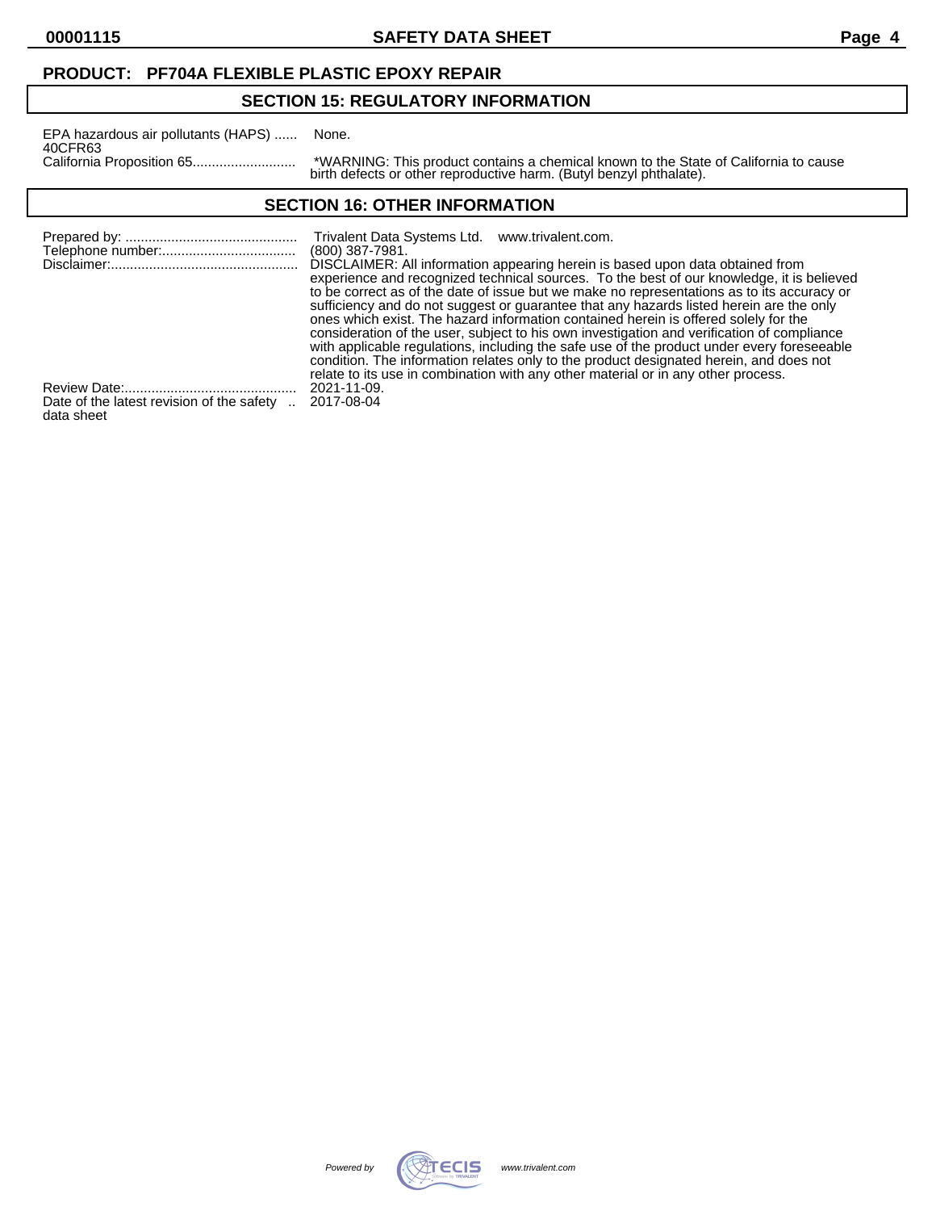**PRODUCT: PF704A FLEXIBLE PLASTIC EPOXY REPAIR**

## SECTION 15: REGULATORY INFORMATION

EPA hazardous air pollutants (HAPS) 40CFR63 ...... None.

California Proposition 65........................... *WARNING: This product contains a chemical known to the State of California to cause birth defects or other reproductive harm. (Butyl benzyl phthalate).

## SECTION 16: OTHER INFORMATION

Prepared by: ............................................ Trivalent Data Systems Ltd. www.trivalent.com.

Telephone number:................................... (800) 387-7981.

Disclaimer:................................................ DISCLAIMER: All information appearing herein is based upon data obtained from experience and recognized technical sources. To the best of our knowledge, it is believed to be correct as of the date of issue but we make no representations as to its accuracy or sufficiency and do not suggest or guarantee that any hazards listed herein are the only ones which exist. The hazard information contained herein is offered solely for the consideration of the user, subject to his own investigation and verification of compliance with applicable regulations, including the safe use of the product under every foreseeable condition. The information relates only to the product designated herein, and does not relate to its use in combination with any other material or in any other process.

Review Date:............................................ 2021-11-09.

Date of the latest revision of the safety data sheet .. 2017-08-04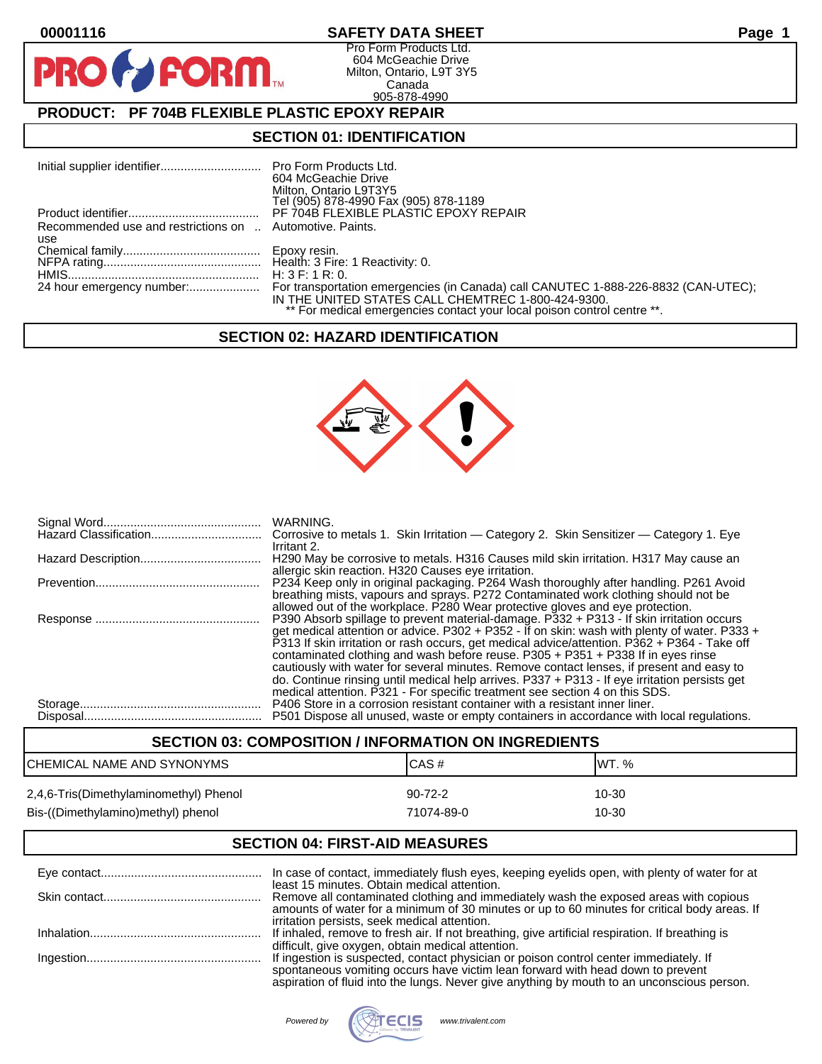**00001116** **SAFETY DATA SHEET**

PRO FORM

Pro Form Products Ltd.
604 McGeachie Drive
Milton, Ontario, L9T 3Y5
Canada
905-878-4990

## PRODUCT: PF 704B FLEXIBLE PLASTIC EPOXY REPAIR

## SECTION 01: IDENTIFICATION

| | |
|---|---|
| Initial supplier identifier | Pro Form Products Ltd.<br>604 McGeachie Drive<br>Milton, Ontario L9T3Y5<br>Tel (905) 878-4990 Fax (905) 878-1189 |
| Product identifier | PF 704B FLEXIBLE PLASTIC EPOXY REPAIR |
| Recommended use and restrictions on use | Automotive. Paints. |
| Chemical family | Epoxy resin. |
| NFPA rating | Health: 3 Fire: 1 Reactivity: 0. |
| HMIS | H: 3 F: 1 R: 0. |
| 24 hour emergency number: | For transportation emergencies (in Canada) call CANUTEC 1-888-226-8832 (CAN-UTEC);<br>IN THE UNITED STATES CALL CHEMTREC 1-800-424-9300.<br>** For medical emergencies contact your local poison control centre **. |

## SECTION 02: HAZARD IDENTIFICATION

| | |
|---|---|
| Signal Word | WARNING. |
| Hazard Classification | Corrosive to metals 1. Skin Irritation — Category 2. Skin Sensitizer — Category 1. Eye Irritant 2. |
| Hazard Description | H290 May be corrosive to metals. H316 Causes mild skin irritation. H317 May cause an allergic skin reaction. H320 Causes eye irritation. |
| Prevention | P234 Keep only in original packaging. P264 Wash thoroughly after handling. P261 Avoid breathing mists, vapours and sprays. P272 Contaminated work clothing should not be allowed out of the workplace. P280 Wear protective gloves and eye protection. |
| Response | P390 Absorb spillage to prevent material-damage. P332 + P313 - If skin irritation occurs get medical attention or advice. P302 + P352 - If on skin: wash with plenty of water. P333 + P313 If skin irritation or rash occurs, get medical advice/attention. P362 + P364 - Take off contaminated clothing and wash before reuse. P305 + P351 + P338 If in eyes rinse cautiously with water for several minutes. Remove contact lenses, if present and easy to do. Continue rinsing until medical help arrives. P337 + P313 - If eye irritation persists get medical attention. P321 - For specific treatment see section 4 on this SDS. |
| Storage | P406 Store in a corrosion resistant container with a resistant inner liner. |
| Disposal | P501 Dispose all unused, waste or empty containers in accordance with local regulations. |

## SECTION 03: COMPOSITION / INFORMATION ON INGREDIENTS

| CHEMICAL NAME AND SYNONYMS | CAS # | WT. % |
|---|---|---|
| 2,4,6-Tris(Dimethylaminomethyl) Phenol | 90-72-2 | 10-30 |
| Bis-((Dimethylamino)methyl) phenol | 71074-89-0 | 10-30 |

## SECTION 04: FIRST-AID MEASURES

| | |
|---|---|
| Eye contact | In case of contact, immediately flush eyes, keeping eyelids open, with plenty of water for at least 15 minutes. Obtain medical attention. |
| Skin contact | Remove all contaminated clothing and immediately wash the exposed areas with copious amounts of water for a minimum of 30 minutes or up to 60 minutes for critical body areas. If irritation persists, seek medical attention. |
| Inhalation | If inhaled, remove to fresh air. If not breathing, give artificial respiration. If breathing is difficult, give oxygen, obtain medical attention. |
| Ingestion | If ingestion is suspected, contact physician or poison control center immediately. If spontaneous vomiting occurs have victim lean forward with head down to prevent aspiration of fluid into the lungs. Never give anything by mouth to an unconscious person. |

Powered by TECIS www.trivalent.com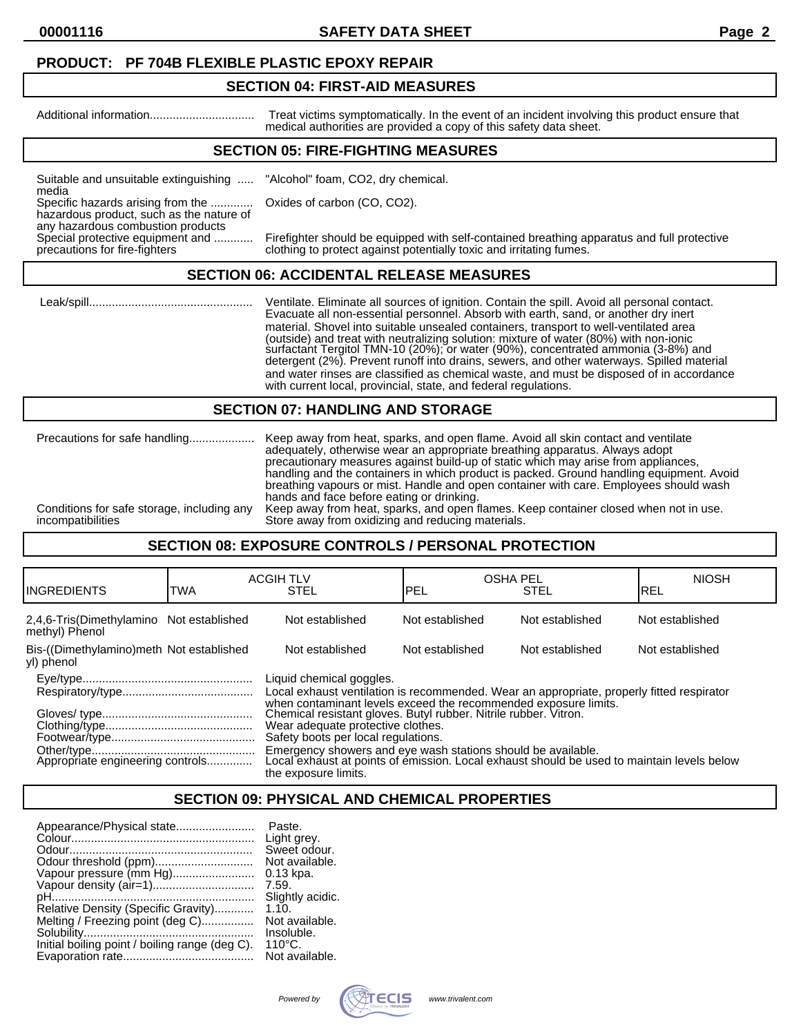**PRODUCT: PF 704B FLEXIBLE PLASTIC EPOXY REPAIR**

## SECTION 04: FIRST-AID MEASURES

Additional information................................ Treat victims symptomatically. In the event of an incident involving this product ensure that medical authorities are provided a copy of this safety data sheet.

## SECTION 05: FIRE-FIGHTING MEASURES

Suitable and unsuitable extinguishing media ..... "Alcohol" foam, $CO_2$, dry chemical.

Specific hazards arising from the hazardous product, such as the nature of any hazardous combustion products ............ Oxides of carbon (CO, $CO_2$).

Special protective equipment and precautions for fire-fighters ............ Firefighter should be equipped with self-contained breathing apparatus and full protective clothing to protect against potentially toxic and irritating fumes.

## SECTION 06: ACCIDENTAL RELEASE MEASURES

Leak/spill.................................................. Ventilate. Eliminate all sources of ignition. Contain the spill. Avoid all personal contact. Evacuate all non-essential personnel. Absorb with earth, sand, or another dry inert material. Shovel into suitable unsealed containers, transport to well-ventilated area (outside) and treat with neutralizing solution: mixture of water (80%) with non-ionic surfactant Tergitol TMN-10 (20%); or water (90%), concentrated ammonia (3-8%) and detergent (2%). Prevent runoff into drains, sewers, and other waterways. Spilled material and water rinses are classified as chemical waste, and must be disposed of in accordance with current local, provincial, state, and federal regulations.

## SECTION 07: HANDLING AND STORAGE

Precautions for safe handling.................... Keep away from heat, sparks, and open flame. Avoid all skin contact and ventilate adequately, otherwise wear an appropriate breathing apparatus. Always adopt precautionary measures against build-up of static which may arise from appliances, handling and the containers in which product is packed. Ground handling equipment. Avoid breathing vapours or mist. Handle and open container with care. Employees should wash hands and face before eating or drinking.

Conditions for safe storage, including any incompatibilities Keep away from heat, sparks, and open flames. Keep container closed when not in use. Store away from oxidizing and reducing materials.

## SECTION 08: EXPOSURE CONTROLS / PERSONAL PROTECTION

| INGREDIENTS | ACGIH TLV TWA | ACGIH TLV STEL | OSHA PEL PEL | OSHA PEL STEL | NIOSH REL |
|---|---|---|---|---|---|
| 2,4,6-Tris(Dimethylamino methyl) Phenol | Not established | Not established | Not established | Not established | Not established |
| Bis-((Dimethylamino)methyl) phenol | Not established | Not established | Not established | Not established | Not established |

Eye/type.................................................... Liquid chemical goggles.

Respiratory/type........................................ Local exhaust ventilation is recommended. Wear an appropriate, properly fitted respirator when contaminant levels exceed the recommended exposure limits.

Gloves/ type.............................................. Chemical resistant gloves. Butyl rubber. Nitrile rubber. Vitron.

Clothing/type............................................. Wear adequate protective clothes.

Footwear/type............................................ Safety boots per local regulations.

Other/type.................................................. Emergency showers and eye wash stations should be available.

Appropriate engineering controls.............. Local exhaust at points of emission. Local exhaust should be used to maintain levels below the exposure limits.

## SECTION 09: PHYSICAL AND CHEMICAL PROPERTIES

Appearance/Physical state........................ Paste.
Colour........................................................ Light grey.
Odour........................................................ Sweet odour.
Odour threshold (ppm)............................. Not available.
Vapour pressure (mm Hg)......................... 0.13 kpa.
Vapour density (air=1)............................... 7.59.
pH.............................................................. Slightly acidic.
Relative Density (Specific Gravity)............ 1.10.
Melting / Freezing point (deg C)................ Not available.
Solubility.................................................... Insoluble.
Initial boiling point / boiling range (deg C). 110°C.
Evaporation rate........................................ Not available.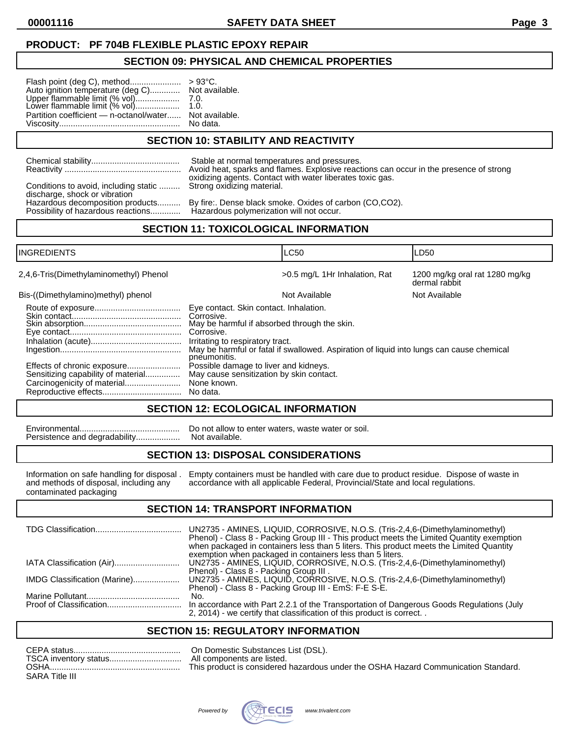**PRODUCT: PF 704B FLEXIBLE PLASTIC EPOXY REPAIR**

## SECTION 09: PHYSICAL AND CHEMICAL PROPERTIES

Flash point (deg C), method...................... > 93°C.
Auto ignition temperature (deg C)............. Not available.
Upper flammable limit (% vol)................... 7.0.
Lower flammable limit (% vol)................... 1.0.
Partition coefficient — n-octanol/water...... Not available.
Viscosity.................................................. No data.

## SECTION 10: STABILITY AND REACTIVITY

Chemical stability...................................... Stable at normal temperatures and pressures.
Reactivity .................................................. Avoid heat, sparks and flames. Explosive reactions can occur in the presence of strong oxidizing agents. Contact with water liberates toxic gas.
Conditions to avoid, including static discharge, shock or vibration ......... Strong oxidizing material.
Hazardous decomposition products.......... By fire:. Dense black smoke. Oxides of carbon (CO,CO2).
Possibility of hazardous reactions............. Hazardous polymerization will not occur.

## SECTION 11: TOXICOLOGICAL INFORMATION

| INGREDIENTS | LC50 | LD50 |
|---|---|---|
| 2,4,6-Tris(Dimethylaminomethyl) Phenol | >0.5 mg/L 1Hr Inhalation, Rat | 1200 mg/kg oral rat 1280 mg/kg dermal rabbit |
| Bis-((Dimethylamino)methyl) phenol | Not Available | Not Available |

Route of exposure..................................... Eye contact. Skin contact. Inhalation.
Skin contact............................................... Corrosive.
Skin absorption.......................................... May be harmful if absorbed through the skin.
Eye contact................................................ Corrosive.
Inhalation (acute)....................................... Irritating to respiratory tract.
Ingestion.................................................... May be harmful or fatal if swallowed. Aspiration of liquid into lungs can cause chemical pneumonitis.
Effects of chronic exposure....................... Possible damage to liver and kidneys.
Sensitizing capability of material............... May cause sensitization by skin contact.
Carcinogenicity of material........................ None known.
Reproductive effects.................................. No data.

## SECTION 12: ECOLOGICAL INFORMATION

Environmental........................................... Do not allow to enter waters, waste water or soil.
Persistence and degradability................... Not available.

## SECTION 13: DISPOSAL CONSIDERATIONS

Information on safe handling for disposal and methods of disposal, including any contaminated packaging . Empty containers must be handled with care due to product residue. Dispose of waste in accordance with all applicable Federal, Provincial/State and local regulations.

## SECTION 14: TRANSPORT INFORMATION

TDG Classification..................................... UN2735 - AMINES, LIQUID, CORROSIVE, N.O.S. (Tris-2,4,6-(Dimethylaminomethyl) Phenol) - Class 8 - Packing Group III - This product meets the Limited Quantity exemption when packaged in containers less than 5 liters. This product meets the Limited Quantity exemption when packaged in containers less than 5 liters.
IATA Classification (Air)............................ UN2735 - AMINES, LIQUID, CORROSIVE, N.O.S. (Tris-2,4,6-(Dimethylaminomethyl) Phenol) - Class 8 - Packing Group III .
IMDG Classification (Marine).................... UN2735 - AMINES, LIQUID, CORROSIVE, N.O.S. (Tris-2,4,6-(Dimethylaminomethyl) Phenol) - Class 8 - Packing Group III - EmS: F-E S-E.
Marine Pollutant........................................ No.
Proof of Classification................................ In accordance with Part 2.2.1 of the Transportation of Dangerous Goods Regulations (July 2, 2014) - we certify that classification of this product is correct. .

## SECTION 15: REGULATORY INFORMATION

CEPA status.............................................. On Domestic Substances List (DSL).
TSCA inventory status............................... All components are listed.
OSHA........................................................ This product is considered hazardous under the OSHA Hazard Communication Standard.
SARA Title III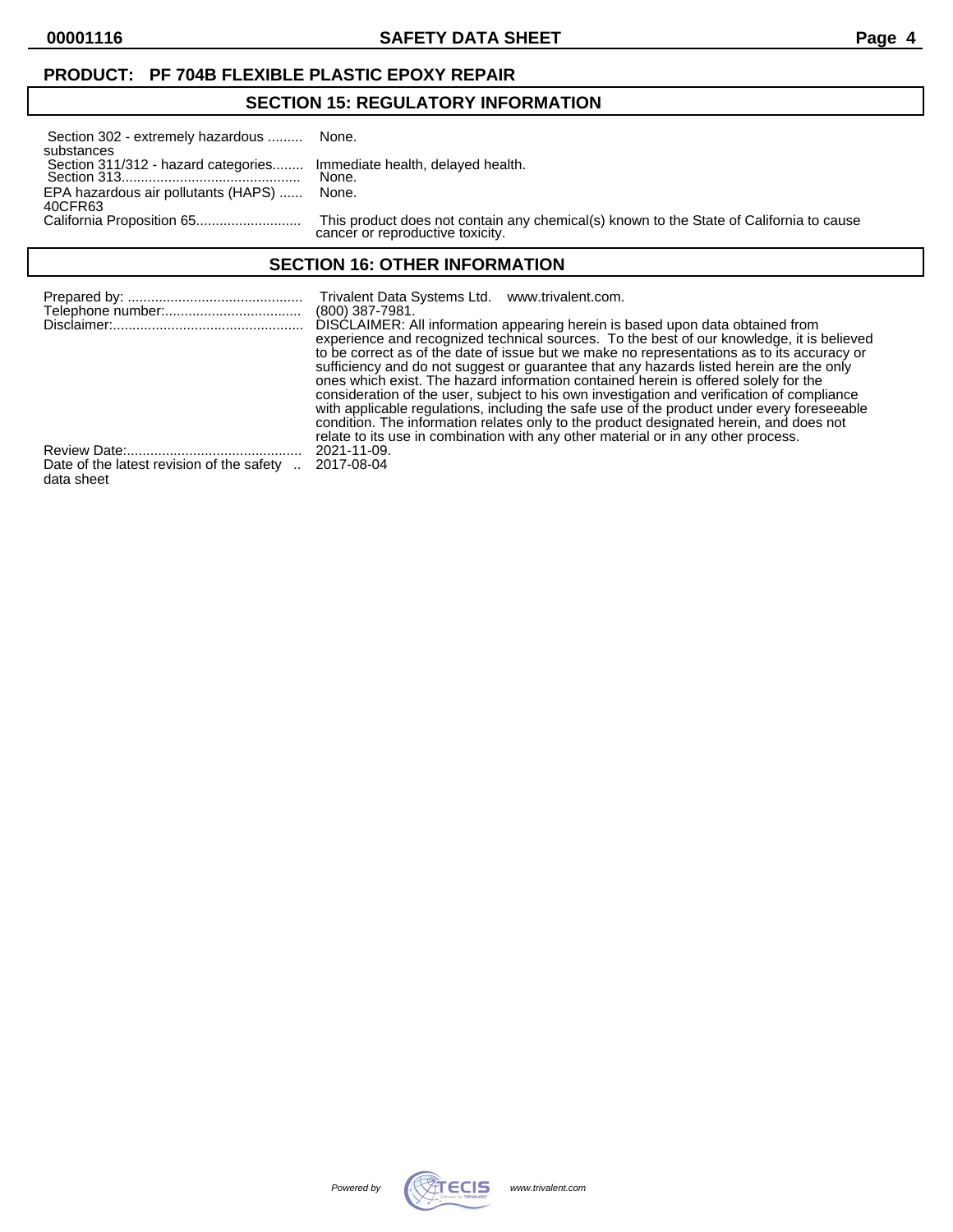**PRODUCT: PF 704B FLEXIBLE PLASTIC EPOXY REPAIR**

## SECTION 15: REGULATORY INFORMATION

| | |
|---|---|
| Section 302 - extremely hazardous substances | None. |
| Section 311/312 - hazard categories | Immediate health, delayed health. |
| Section 313 | None. |
| EPA hazardous air pollutants (HAPS) 40CFR63 | None. |
| California Proposition 65 | This product does not contain any chemical(s) known to the State of California to cause cancer or reproductive toxicity. |

## SECTION 16: OTHER INFORMATION

| | |
|---|---|
| Prepared by: | Trivalent Data Systems Ltd. www.trivalent.com. |
| Telephone number: | (800) 387-7981. |
| Disclaimer: | DISCLAIMER: All information appearing herein is based upon data obtained from experience and recognized technical sources. To the best of our knowledge, it is believed to be correct as of the date of issue but we make no representations as to its accuracy or sufficiency and do not suggest or guarantee that any hazards listed herein are the only ones which exist. The hazard information contained herein is offered solely for the consideration of the user, subject to his own investigation and verification of compliance with applicable regulations, including the safe use of the product under every foreseeable condition. The information relates only to the product designated herein, and does not relate to its use in combination with any other material or in any other process. |
| Review Date: | 2021-11-09. |
| Date of the latest revision of the safety data sheet | 2017-08-04 |